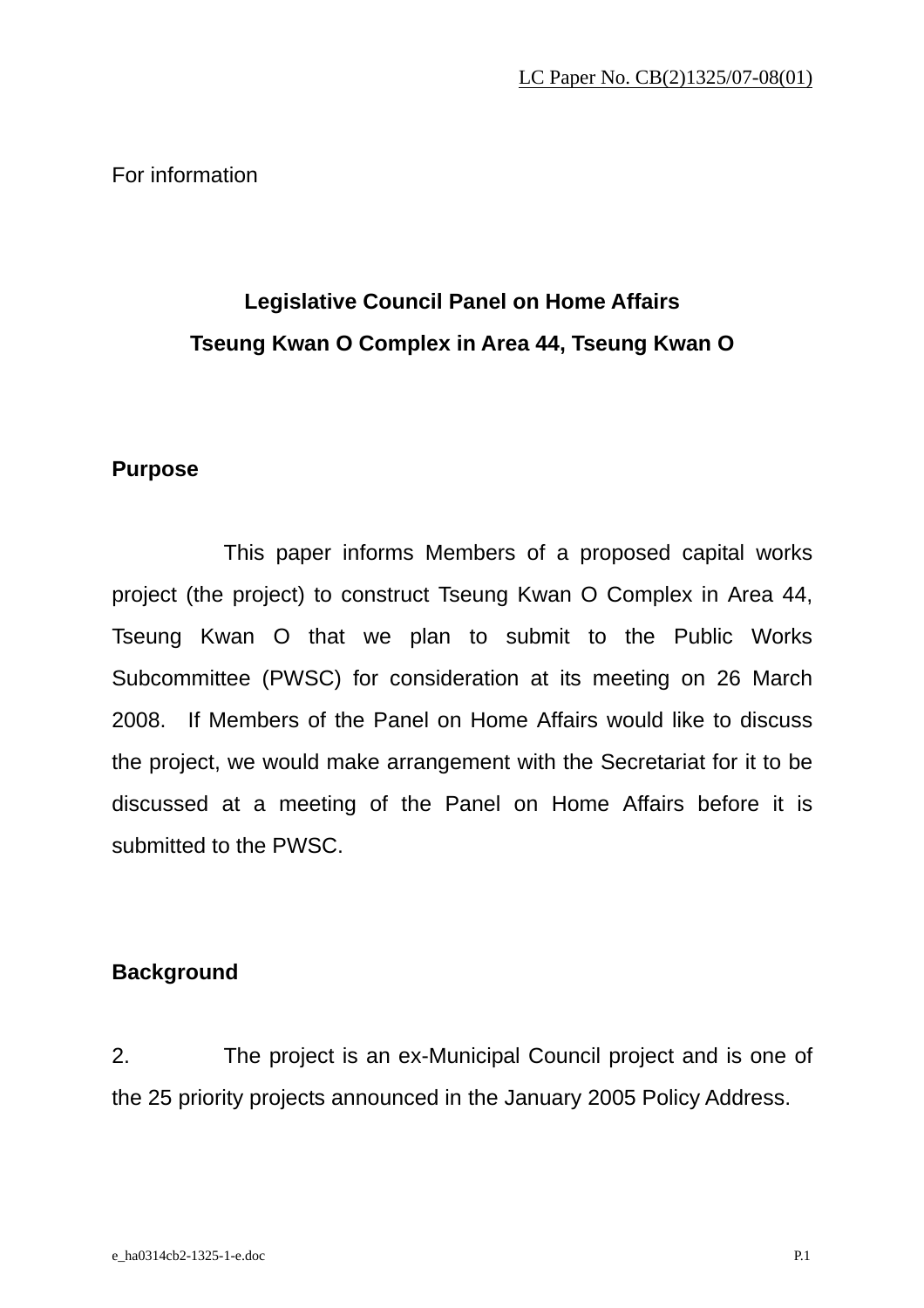LC Paper No. CB(2)1325/07-08(01)

For information

**Legislative Council Panel on Home Affairs**
**Tseung Kwan O Complex in Area 44, Tseung Kwan O**

## Purpose

This paper informs Members of a proposed capital works project (the project) to construct Tseung Kwan O Complex in Area 44, Tseung Kwan O that we plan to submit to the Public Works Subcommittee (PWSC) for consideration at its meeting on 26 March 2008. If Members of the Panel on Home Affairs would like to discuss the project, we would make arrangement with the Secretariat for it to be discussed at a meeting of the Panel on Home Affairs before it is submitted to the PWSC.

## Background

2. The project is an ex-Municipal Council project and is one of the 25 priority projects announced in the January 2005 Policy Address.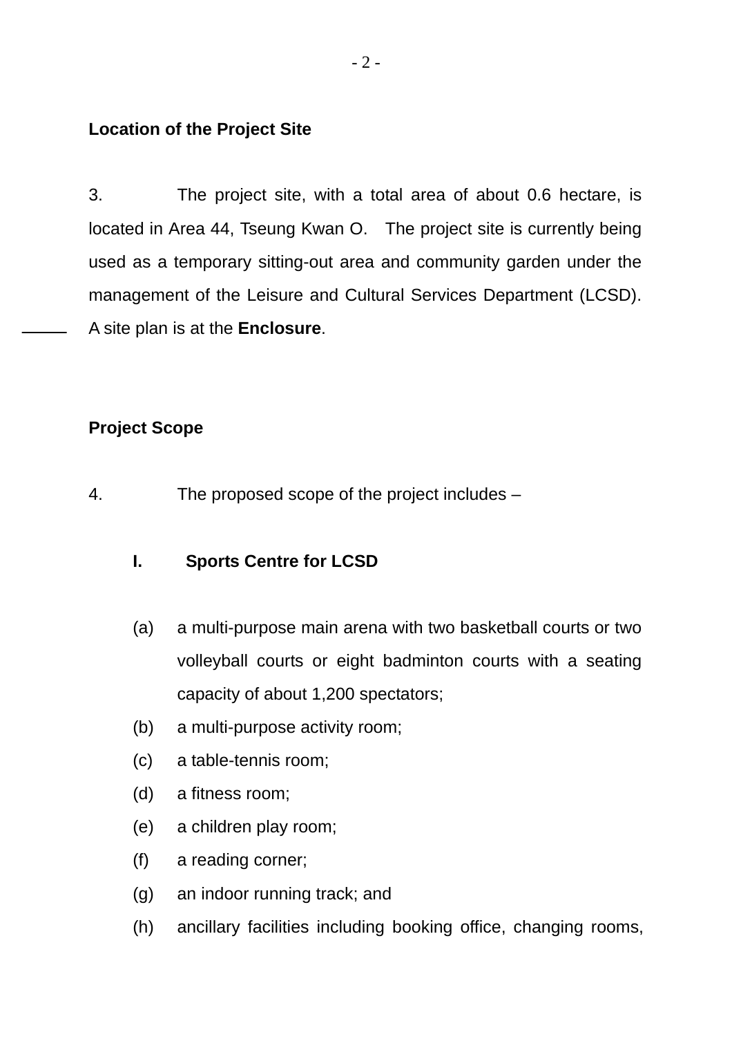**Location of the Project Site**

3. The project site, with a total area of about 0.6 hectare, is located in Area 44, Tseung Kwan O. The project site is currently being used as a temporary sitting-out area and community garden under the management of the Leisure and Cultural Services Department (LCSD). A site plan is at the **Enclosure**.

**Project Scope**

4. The proposed scope of the project includes –

**I. Sports Centre for LCSD**

(a) a multi-purpose main arena with two basketball courts or two volleyball courts or eight badminton courts with a seating capacity of about 1,200 spectators;

(b) a multi-purpose activity room;

(c) a table-tennis room;

(d) a fitness room;

(e) a children play room;

(f) a reading corner;

(g) an indoor running track; and

(h) ancillary facilities including booking office, changing rooms,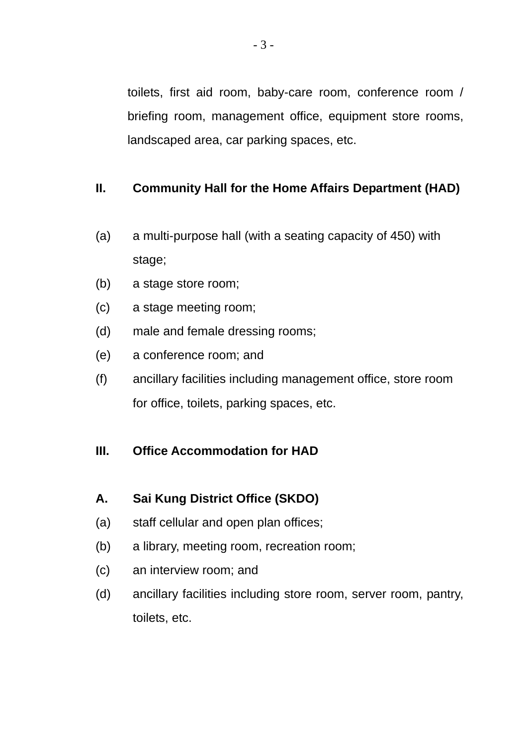toilets, first aid room, baby-care room, conference room / briefing room, management office, equipment store rooms, landscaped area, car parking spaces, etc.

**II. Community Hall for the Home Affairs Department (HAD)**

(a) a multi-purpose hall (with a seating capacity of 450) with stage;
(b) a stage store room;
(c) a stage meeting room;
(d) male and female dressing rooms;
(e) a conference room; and
(f) ancillary facilities including management office, store room for office, toilets, parking spaces, etc.

**III. Office Accommodation for HAD**

**A. Sai Kung District Office (SKDO)**

(a) staff cellular and open plan offices;
(b) a library, meeting room, recreation room;
(c) an interview room; and
(d) ancillary facilities including store room, server room, pantry, toilets, etc.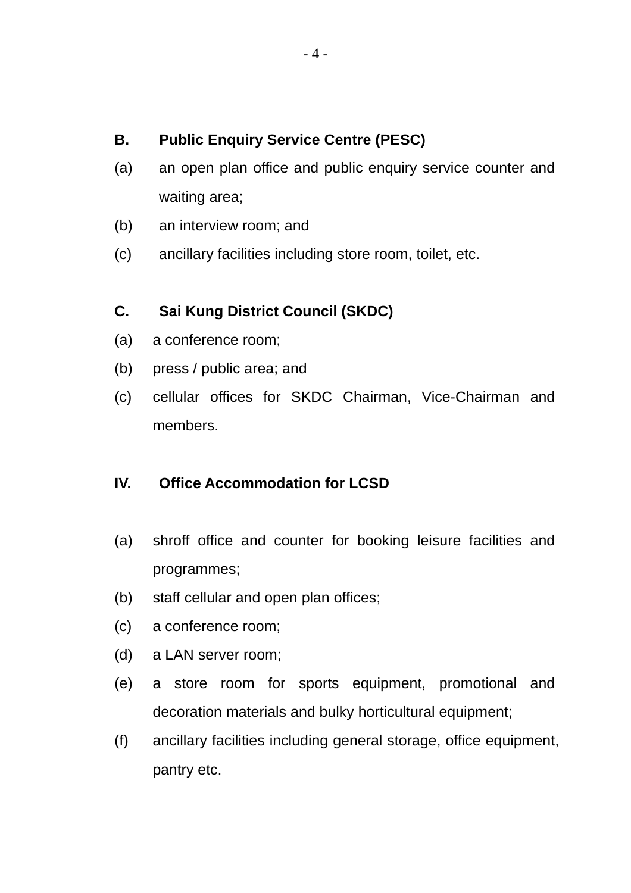**B. Public Enquiry Service Centre (PESC)**

(a) an open plan office and public enquiry service counter and waiting area;

(b) an interview room; and

(c) ancillary facilities including store room, toilet, etc.

**C. Sai Kung District Council (SKDC)**

(a) a conference room;

(b) press / public area; and

(c) cellular offices for SKDC Chairman, Vice-Chairman and members.

**IV. Office Accommodation for LCSD**

(a) shroff office and counter for booking leisure facilities and programmes;

(b) staff cellular and open plan offices;

(c) a conference room;

(d) a LAN server room;

(e) a store room for sports equipment, promotional and decoration materials and bulky horticultural equipment;

(f) ancillary facilities including general storage, office equipment, pantry etc.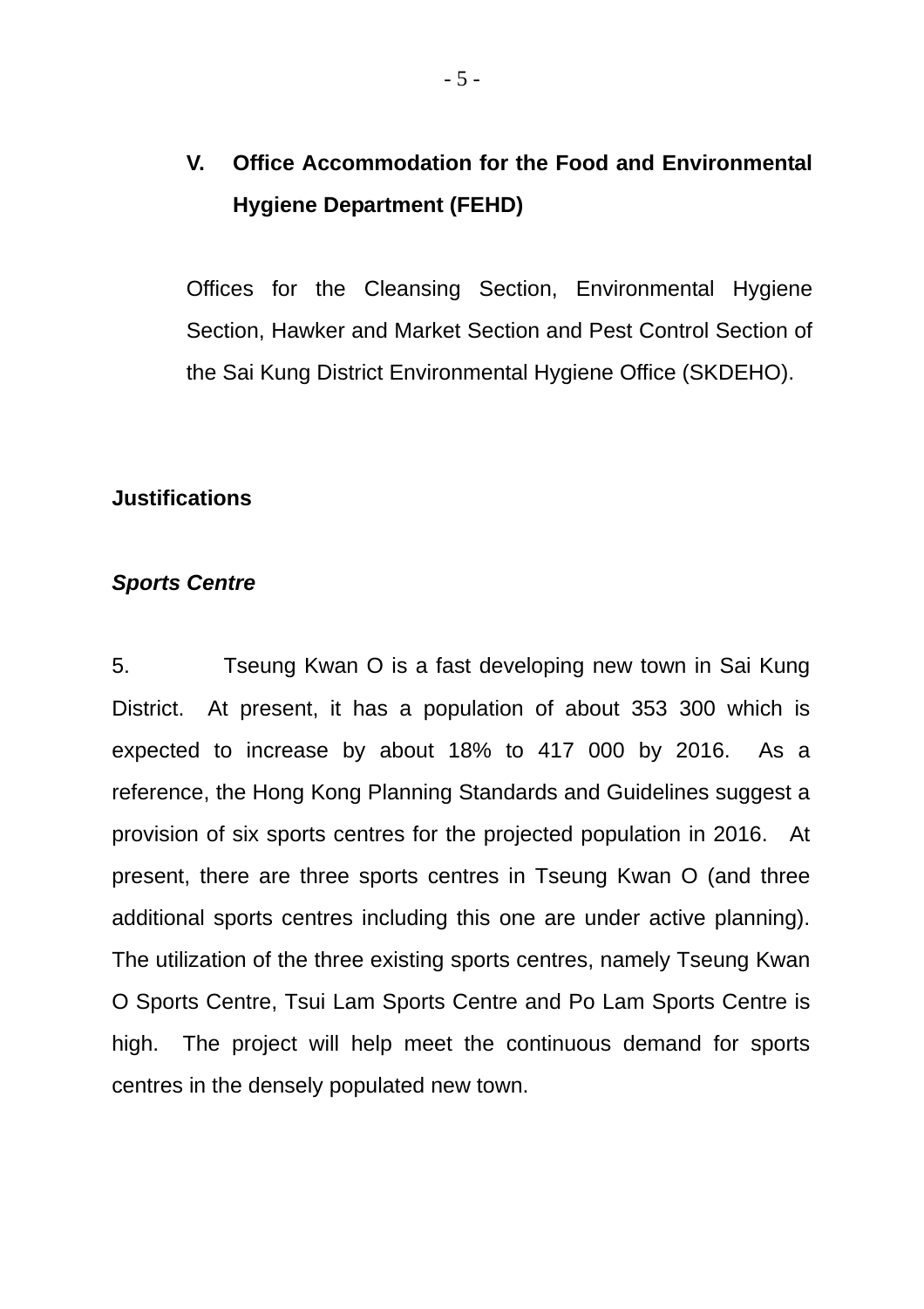**V. Office Accommodation for the Food and Environmental Hygiene Department (FEHD)**

Offices for the Cleansing Section, Environmental Hygiene Section, Hawker and Market Section and Pest Control Section of the Sai Kung District Environmental Hygiene Office (SKDEHO).

## Justifications

### *Sports Centre*

5. Tseung Kwan O is a fast developing new town in Sai Kung District. At present, it has a population of about 353 300 which is expected to increase by about 18% to 417 000 by 2016. As a reference, the Hong Kong Planning Standards and Guidelines suggest a provision of six sports centres for the projected population in 2016. At present, there are three sports centres in Tseung Kwan O (and three additional sports centres including this one are under active planning). The utilization of the three existing sports centres, namely Tseung Kwan O Sports Centre, Tsui Lam Sports Centre and Po Lam Sports Centre is high. The project will help meet the continuous demand for sports centres in the densely populated new town.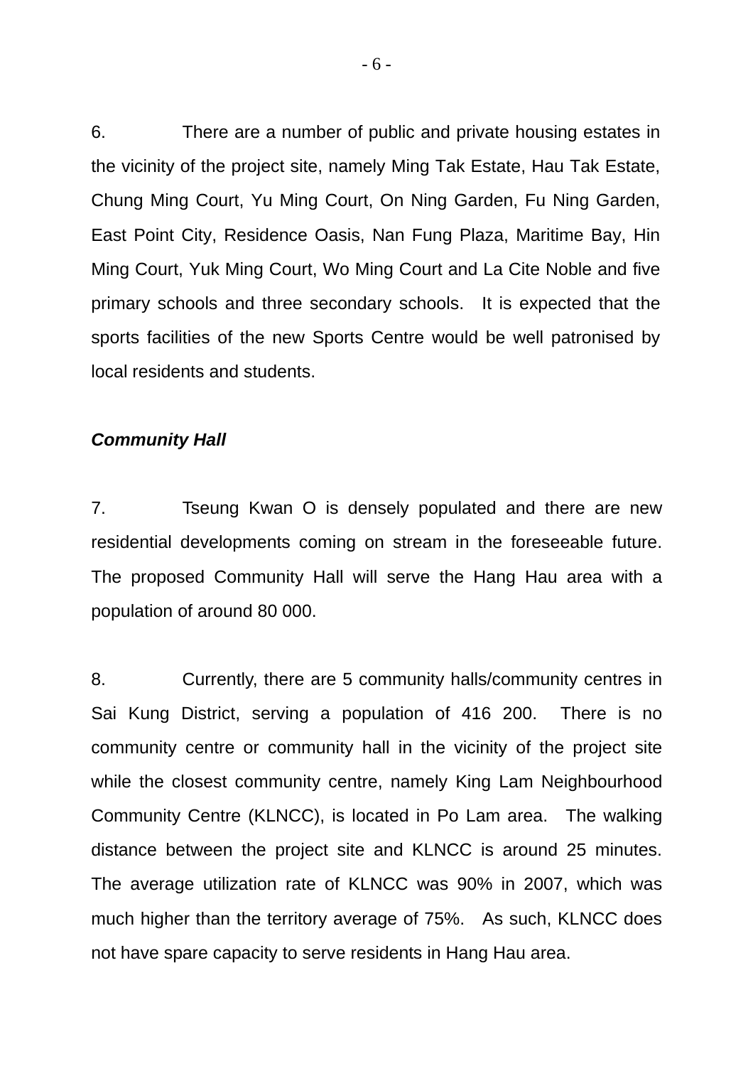6. There are a number of public and private housing estates in the vicinity of the project site, namely Ming Tak Estate, Hau Tak Estate, Chung Ming Court, Yu Ming Court, On Ning Garden, Fu Ning Garden, East Point City, Residence Oasis, Nan Fung Plaza, Maritime Bay, Hin Ming Court, Yuk Ming Court, Wo Ming Court and La Cite Noble and five primary schools and three secondary schools. It is expected that the sports facilities of the new Sports Centre would be well patronised by local residents and students.

***Community Hall***

7. Tseung Kwan O is densely populated and there are new residential developments coming on stream in the foreseeable future. The proposed Community Hall will serve the Hang Hau area with a population of around 80 000.

8. Currently, there are 5 community halls/community centres in Sai Kung District, serving a population of 416 200. There is no community centre or community hall in the vicinity of the project site while the closest community centre, namely King Lam Neighbourhood Community Centre (KLNCC), is located in Po Lam area. The walking distance between the project site and KLNCC is around 25 minutes. The average utilization rate of KLNCC was 90% in 2007, which was much higher than the territory average of 75%. As such, KLNCC does not have spare capacity to serve residents in Hang Hau area.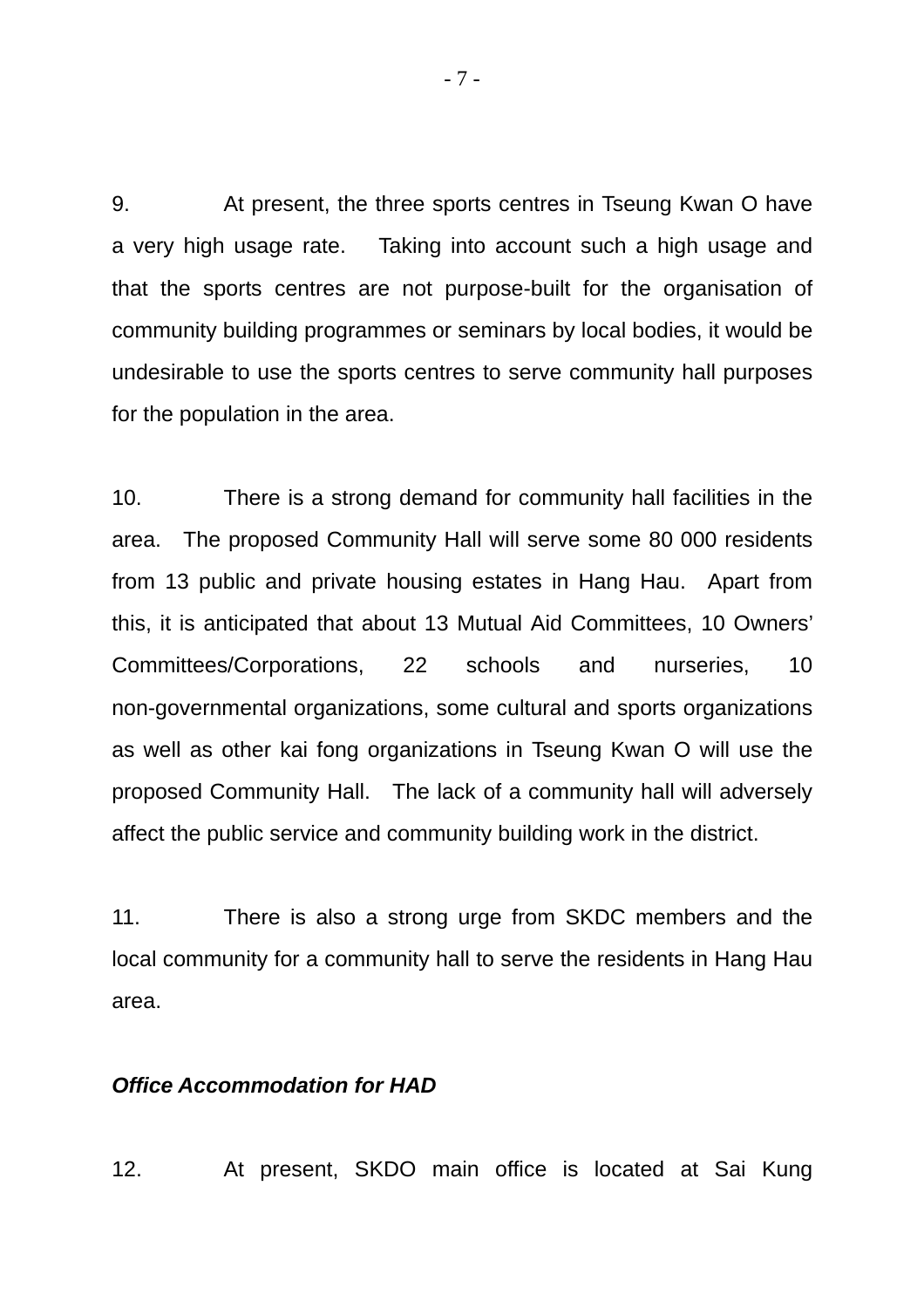9. At present, the three sports centres in Tseung Kwan O have a very high usage rate. Taking into account such a high usage and that the sports centres are not purpose-built for the organisation of community building programmes or seminars by local bodies, it would be undesirable to use the sports centres to serve community hall purposes for the population in the area.

10. There is a strong demand for community hall facilities in the area. The proposed Community Hall will serve some 80 000 residents from 13 public and private housing estates in Hang Hau. Apart from this, it is anticipated that about 13 Mutual Aid Committees, 10 Owners' Committees/Corporations, 22 schools and nurseries, 10 non-governmental organizations, some cultural and sports organizations as well as other kai fong organizations in Tseung Kwan O will use the proposed Community Hall. The lack of a community hall will adversely affect the public service and community building work in the district.

11. There is also a strong urge from SKDC members and the local community for a community hall to serve the residents in Hang Hau area.

***Office Accommodation for HAD***

12. At present, SKDO main office is located at Sai Kung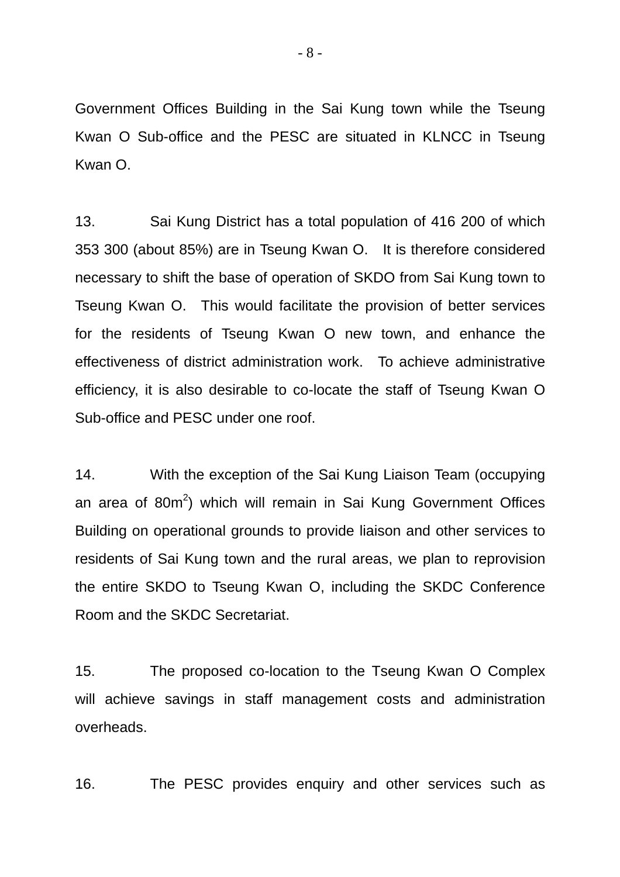Government Offices Building in the Sai Kung town while the Tseung Kwan O Sub-office and the PESC are situated in KLNCC in Tseung Kwan O.

13. Sai Kung District has a total population of 416 200 of which 353 300 (about 85%) are in Tseung Kwan O. It is therefore considered necessary to shift the base of operation of SKDO from Sai Kung town to Tseung Kwan O. This would facilitate the provision of better services for the residents of Tseung Kwan O new town, and enhance the effectiveness of district administration work. To achieve administrative efficiency, it is also desirable to co-locate the staff of Tseung Kwan O Sub-office and PESC under one roof.

14. With the exception of the Sai Kung Liaison Team (occupying an area of $80m^2$) which will remain in Sai Kung Government Offices Building on operational grounds to provide liaison and other services to residents of Sai Kung town and the rural areas, we plan to reprovision the entire SKDO to Tseung Kwan O, including the SKDC Conference Room and the SKDC Secretariat.

15. The proposed co-location to the Tseung Kwan O Complex will achieve savings in staff management costs and administration overheads.

16. The PESC provides enquiry and other services such as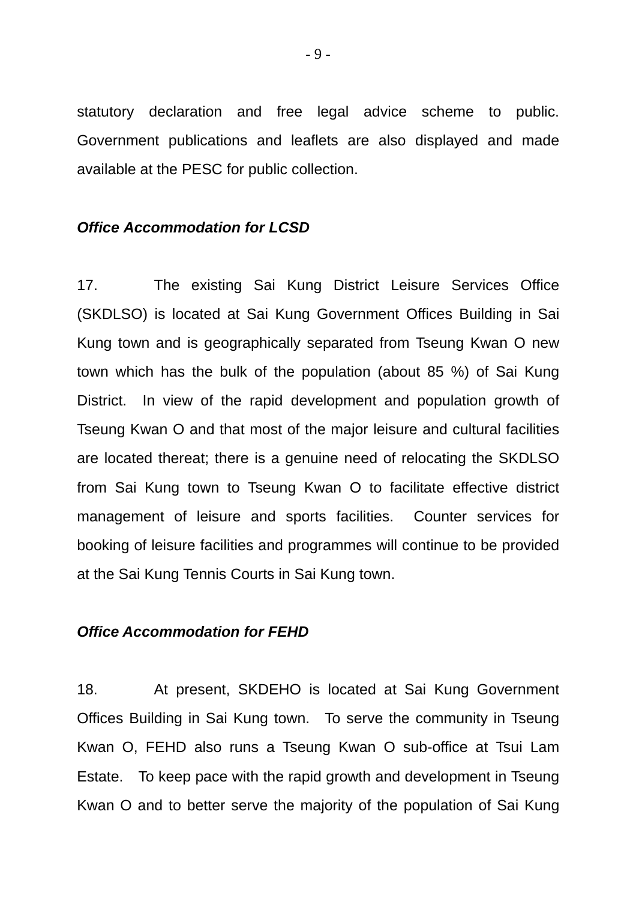statutory declaration and free legal advice scheme to public. Government publications and leaflets are also displayed and made available at the PESC for public collection.

***Office Accommodation for LCSD***

17. The existing Sai Kung District Leisure Services Office (SKDLSO) is located at Sai Kung Government Offices Building in Sai Kung town and is geographically separated from Tseung Kwan O new town which has the bulk of the population (about 85 %) of Sai Kung District. In view of the rapid development and population growth of Tseung Kwan O and that most of the major leisure and cultural facilities are located thereat; there is a genuine need of relocating the SKDLSO from Sai Kung town to Tseung Kwan O to facilitate effective district management of leisure and sports facilities. Counter services for booking of leisure facilities and programmes will continue to be provided at the Sai Kung Tennis Courts in Sai Kung town.

***Office Accommodation for FEHD***

18. At present, SKDEHO is located at Sai Kung Government Offices Building in Sai Kung town. To serve the community in Tseung Kwan O, FEHD also runs a Tseung Kwan O sub-office at Tsui Lam Estate. To keep pace with the rapid growth and development in Tseung Kwan O and to better serve the majority of the population of Sai Kung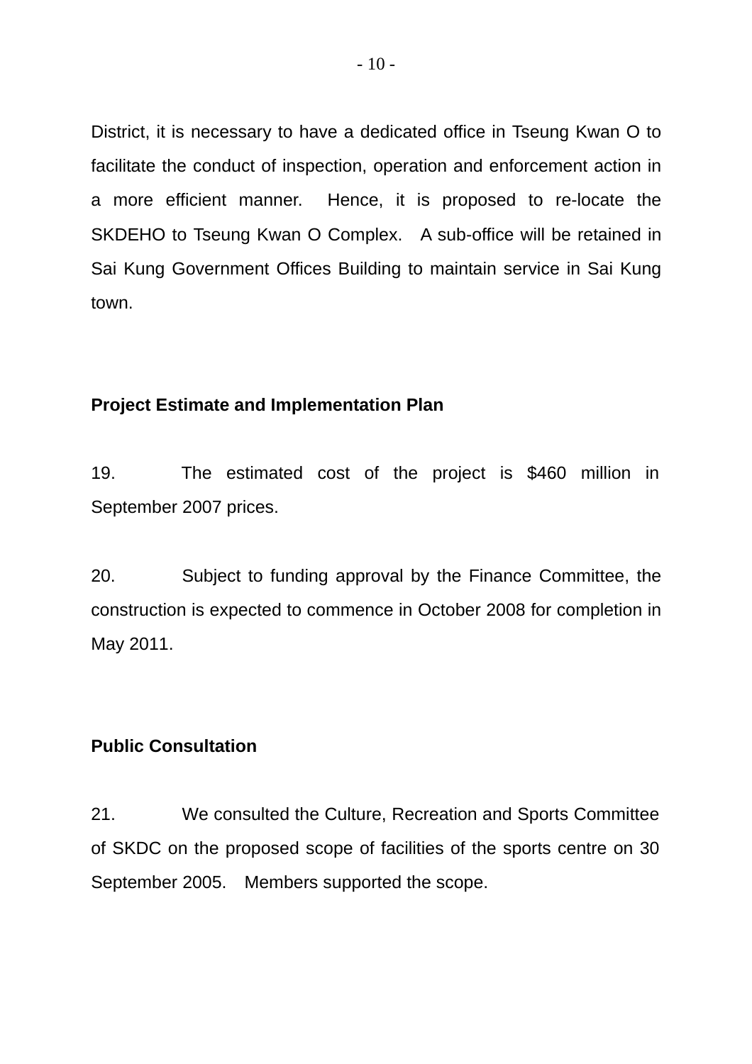District, it is necessary to have a dedicated office in Tseung Kwan O to facilitate the conduct of inspection, operation and enforcement action in a more efficient manner. Hence, it is proposed to re-locate the SKDEHO to Tseung Kwan O Complex. A sub-office will be retained in Sai Kung Government Offices Building to maintain service in Sai Kung town.

**Project Estimate and Implementation Plan**

19. The estimated cost of the project is $460 million in September 2007 prices.

20. Subject to funding approval by the Finance Committee, the construction is expected to commence in October 2008 for completion in May 2011.

**Public Consultation**

21. We consulted the Culture, Recreation and Sports Committee of SKDC on the proposed scope of facilities of the sports centre on 30 September 2005. Members supported the scope.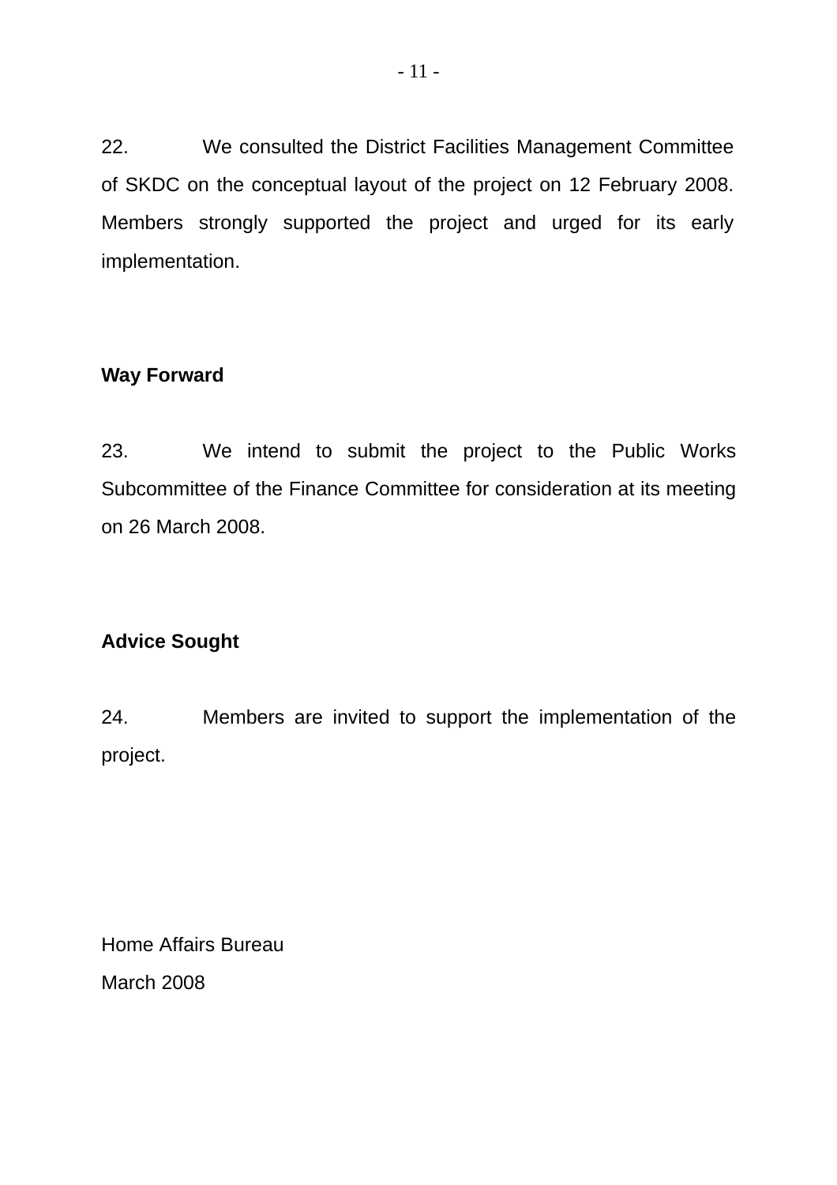22. We consulted the District Facilities Management Committee of SKDC on the conceptual layout of the project on 12 February 2008. Members strongly supported the project and urged for its early implementation.

**Way Forward**

23. We intend to submit the project to the Public Works Subcommittee of the Finance Committee for consideration at its meeting on 26 March 2008.

**Advice Sought**

24. Members are invited to support the implementation of the project.

Home Affairs Bureau
March 2008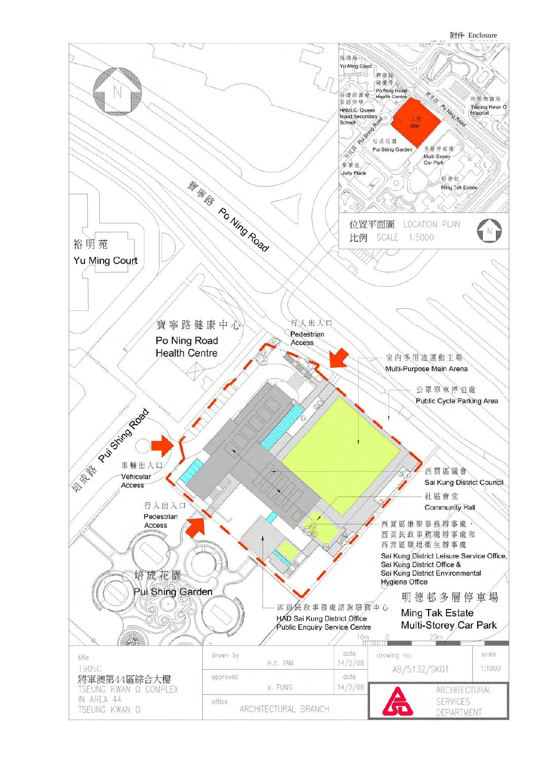附件 Enclosure

位置平面圖 LOCATION PLAN
比例 SCALE 1:5000

裕明苑
Yu Ming Court

寶寧路 Po Ning Road

寶寧路健康中心
Po Ning Road Health Centre

培成路 Pui Shing Road

行人出入口
Pedestrian Access

室內多用途運動主場
Multi-Purpose Main Arena

公眾單車停泊處
Public Cycle Parking Area

車輛出入口
Vehicular Access

行人出入口
Pedestrian Access

西貢區議會
Sai Kung District Council

社區會堂
Community Hall

西貢區康樂事務辦事處，
西貢民政事務處辦事處和
西貢區環境衞生辦事處
Sai Kung District Leisure Service Office,
Sai Kung District Office &
Sai Kung District Environmental Hygiene Office

培成花園
Pui Shing Garden

明德邨多層停車場
Ming Tak Estate Multi-Storey Car Park

西貢民政事務處諮詢服務中心
HAD Sai Kung District Office Public Enquiry Service Centre

10m 0 20m

| title | drawn by | date | drawing no. | scale |
|---|---|---|---|---|
| 190SC 將軍澳第44區綜合大樓 TSEUNG KWAN O COMPLEX IN AREA 44 TSEUNG KWAN O | H.Y. TAM | 14/2/08 | AB/5132/SK01 | 1:1000 |
| | approved V. FUNG | date 14/2/08 | | |
| | office ARCHITECTURAL BRANCH | | ARCHITECTURAL SERVICES DEPARTMENT | |